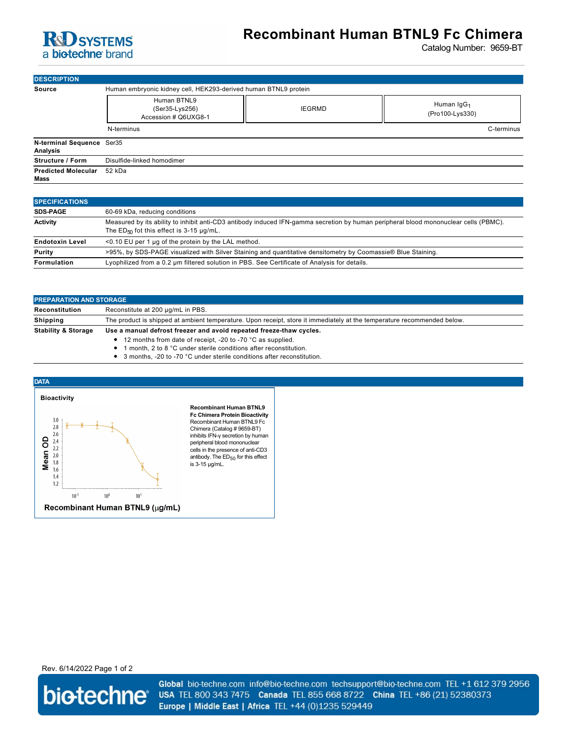# Recombinant Human BTNL9 Fc Chimera

Catalog Number: 9659-BT

## DESCRIPTION

| | |
|---|---|
| **Source** | Human embryonic kidney cell, HEK293-derived human BTNL9 protein |

| Human BTNL9 (Ser35-Lys256) Accession # Q6UXG8-1 | IEGRMD | Human $IgG_1$ (Pro100-Lys330) |
|---|---|---|
| N-terminus | | C-terminus |

| | |
|---|---|
| **N-terminal Sequence Analysis** | Ser35 |
| **Structure / Form** | Disulfide-linked homodimer |
| **Predicted Molecular Mass** | 52 kDa |

## SPECIFICATIONS

| | |
|---|---|
| **SDS-PAGE** | 60-69 kDa, reducing conditions |
| **Activity** | Measured by its ability to inhibit anti-CD3 antibody induced IFN-gamma secretion by human peripheral blood mononuclear cells (PBMC). The $ED_{50}$ fot this effect is 3-15 μg/mL. |
| **Endotoxin Level** | <0.10 EU per 1 μg of the protein by the LAL method. |
| **Purity** | >95%, by SDS-PAGE visualized with Silver Staining and quantitative densitometry by Coomassie® Blue Staining. |
| **Formulation** | Lyophilized from a 0.2 μm filtered solution in PBS. See Certificate of Analysis for details. |

## PREPARATION AND STORAGE

| | |
|---|---|
| **Reconstitution** | Reconstitute at 200 μg/mL in PBS. |
| **Shipping** | The product is shipped at ambient temperature. Upon receipt, store it immediately at the temperature recommended below. |
| **Stability & Storage** | **Use a manual defrost freezer and avoid repeated freeze-thaw cycles.** |

- 12 months from date of receipt, -20 to -70 °C as supplied.
- 1 month, 2 to 8 °C under sterile conditions after reconstitution.
- 3 months, -20 to -70 °C under sterile conditions after reconstitution.

## DATA

**Bioactivity**

Mean OD

3.0
2.8
2.6
2.4
2.2
2.0
1.8
1.6
1.4
1.2

$10^{-1}$ $10^{0}$ $10^{1}$

Recombinant Human BTNL9 (μg/mL)

**Recombinant Human BTNL9 Fc Chimera Protein Bioactivity** Recombinant Human BTNL9 Fc Chimera (Catalog # 9659-BT) inhibits IFN-γ secretion by human peripheral blood mononuclear cells in the presence of anti-CD3 antibody. The $ED_{50}$ for this effect is 3-15 μg/mL.

Rev. 6/14/2022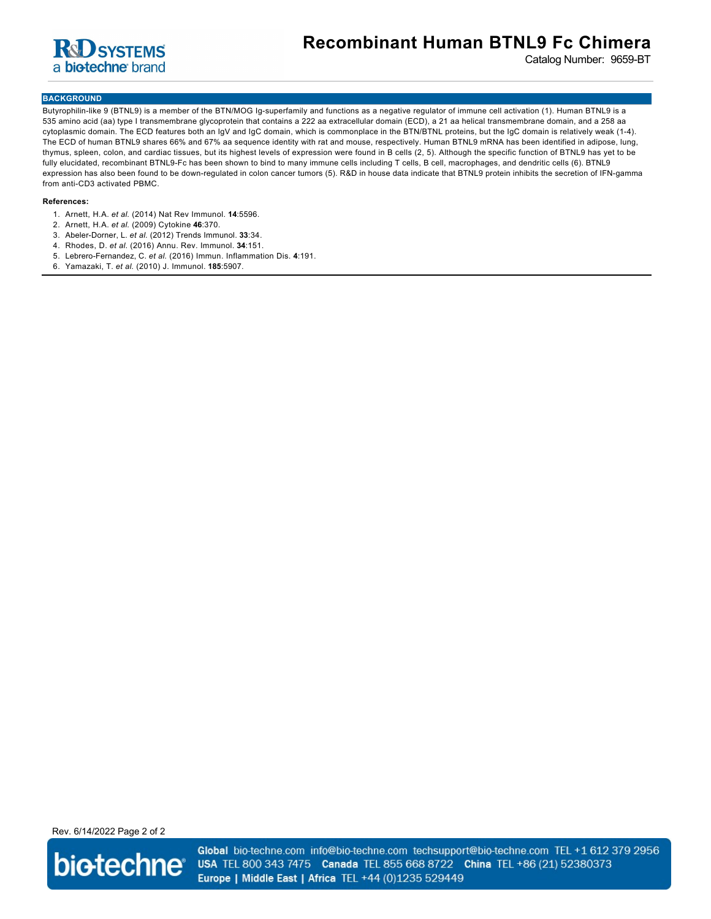# Recombinant Human BTNL9 Fc Chimera

Catalog Number: 9659-BT

## BACKGROUND

Butyrophilin-like 9 (BTNL9) is a member of the BTN/MOG Ig-superfamily and functions as a negative regulator of immune cell activation (1). Human BTNL9 is a 535 amino acid (aa) type I transmembrane glycoprotein that contains a 222 aa extracellular domain (ECD), a 21 aa helical transmembrane domain, and a 258 aa cytoplasmic domain. The ECD features both an IgV and IgC domain, which is commonplace in the BTN/BTNL proteins, but the IgC domain is relatively weak (1-4). The ECD of human BTNL9 shares 66% and 67% aa sequence identity with rat and mouse, respectively. Human BTNL9 mRNA has been identified in adipose, lung, thymus, spleen, colon, and cardiac tissues, but its highest levels of expression were found in B cells (2, 5). Although the specific function of BTNL9 has yet to be fully elucidated, recombinant BTNL9-Fc has been shown to bind to many immune cells including T cells, B cell, macrophages, and dendritic cells (6). BTNL9 expression has also been found to be down-regulated in colon cancer tumors (5). R&D in house data indicate that BTNL9 protein inhibits the secretion of IFN-gamma from anti-CD3 activated PBMC.

**References:**

1. Arnett, H.A. *et al.* (2014) Nat Rev Immunol. **14**:5596.
2. Arnett, H.A. *et al.* (2009) Cytokine **46**:370.
3. Abeler-Dorner, L. *et al.* (2012) Trends Immunol. **33**:34.
4. Rhodes, D. *et al.* (2016) Annu. Rev. Immunol. **34**:151.
5. Lebrero-Fernandez, C. *et al.* (2016) Immun. Inflammation Dis. **4**:191.
6. Yamazaki, T. *et al.* (2010) J. Immunol. **185**:5907.

Rev. 6/14/2022

Global bio-techne.com info@bio-techne.com techsupport@bio-techne.com TEL +1 612 379 2956
USA TEL 800 343 7475 Canada TEL 855 668 8722 China TEL +86 (21) 52380373
Europe | Middle East | Africa TEL +44 (0)1235 529449